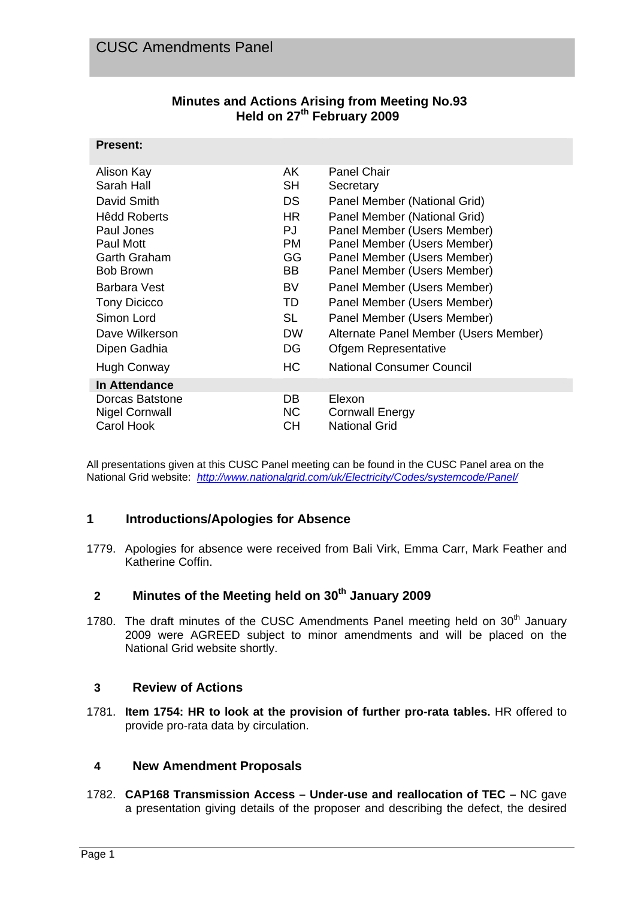# CUSC Amendments Panel

## Minutes and Actions Arising from Meeting No.93
## Held on 27th February 2009

| **Present:** | | |
|---|---|---|
| Alison Kay | AK | Panel Chair |
| Sarah Hall | SH | Secretary |
| David Smith | DS | Panel Member (National Grid) |
| Hêdd Roberts | HR | Panel Member (National Grid) |
| Paul Jones | PJ | Panel Member (Users Member) |
| Paul Mott | PM | Panel Member (Users Member) |
| Garth Graham | GG | Panel Member (Users Member) |
| Bob Brown | BB | Panel Member (Users Member) |
| Barbara Vest | BV | Panel Member (Users Member) |
| Tony Dicicco | TD | Panel Member (Users Member) |
| Simon Lord | SL | Panel Member (Users Member) |
| Dave Wilkerson | DW | Alternate Panel Member (Users Member) |
| Dipen Gadhia | DG | Ofgem Representative |
| Hugh Conway | HC | National Consumer Council |
| **In Attendance** | | |
| Dorcas Batstone | DB | Elexon |
| Nigel Cornwall | NC | Cornwall Energy |
| Carol Hook | CH | National Grid |

All presentations given at this CUSC Panel meeting can be found in the CUSC Panel area on the National Grid website: *http://www.nationalgrid.com/uk/Electricity/Codes/systemcode/Panel/*

### 1 Introductions/Apologies for Absence

1779. Apologies for absence were received from Bali Virk, Emma Carr, Mark Feather and Katherine Coffin.

### 2 Minutes of the Meeting held on 30th January 2009

1780. The draft minutes of the CUSC Amendments Panel meeting held on 30th January 2009 were AGREED subject to minor amendments and will be placed on the National Grid website shortly.

### 3 Review of Actions

1781. **Item 1754: HR to look at the provision of further pro-rata tables.** HR offered to provide pro-rata data by circulation.

### 4 New Amendment Proposals

1782. **CAP168 Transmission Access – Under-use and reallocation of TEC –** NC gave a presentation giving details of the proposer and describing the defect, the desired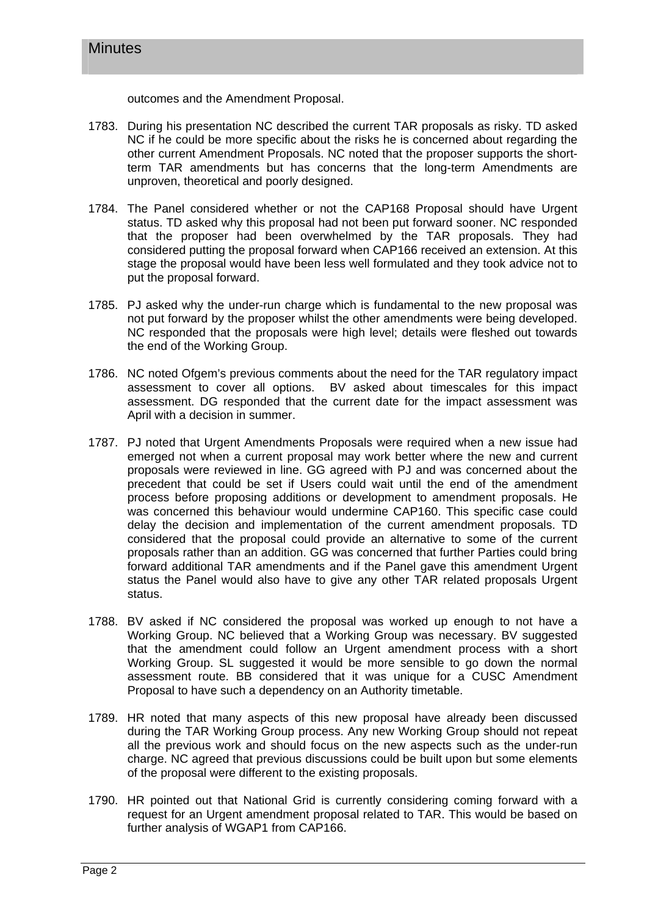outcomes and the Amendment Proposal.

1783. During his presentation NC described the current TAR proposals as risky. TD asked NC if he could be more specific about the risks he is concerned about regarding the other current Amendment Proposals. NC noted that the proposer supports the short-term TAR amendments but has concerns that the long-term Amendments are unproven, theoretical and poorly designed.

1784. The Panel considered whether or not the CAP168 Proposal should have Urgent status. TD asked why this proposal had not been put forward sooner. NC responded that the proposer had been overwhelmed by the TAR proposals. They had considered putting the proposal forward when CAP166 received an extension. At this stage the proposal would have been less well formulated and they took advice not to put the proposal forward.

1785. PJ asked why the under-run charge which is fundamental to the new proposal was not put forward by the proposer whilst the other amendments were being developed. NC responded that the proposals were high level; details were fleshed out towards the end of the Working Group.

1786. NC noted Ofgem's previous comments about the need for the TAR regulatory impact assessment to cover all options. BV asked about timescales for this impact assessment. DG responded that the current date for the impact assessment was April with a decision in summer.

1787. PJ noted that Urgent Amendments Proposals were required when a new issue had emerged not when a current proposal may work better where the new and current proposals were reviewed in line. GG agreed with PJ and was concerned about the precedent that could be set if Users could wait until the end of the amendment process before proposing additions or development to amendment proposals. He was concerned this behaviour would undermine CAP160. This specific case could delay the decision and implementation of the current amendment proposals. TD considered that the proposal could provide an alternative to some of the current proposals rather than an addition. GG was concerned that further Parties could bring forward additional TAR amendments and if the Panel gave this amendment Urgent status the Panel would also have to give any other TAR related proposals Urgent status.

1788. BV asked if NC considered the proposal was worked up enough to not have a Working Group. NC believed that a Working Group was necessary. BV suggested that the amendment could follow an Urgent amendment process with a short Working Group. SL suggested it would be more sensible to go down the normal assessment route. BB considered that it was unique for a CUSC Amendment Proposal to have such a dependency on an Authority timetable.

1789. HR noted that many aspects of this new proposal have already been discussed during the TAR Working Group process. Any new Working Group should not repeat all the previous work and should focus on the new aspects such as the under-run charge. NC agreed that previous discussions could be built upon but some elements of the proposal were different to the existing proposals.

1790. HR pointed out that National Grid is currently considering coming forward with a request for an Urgent amendment proposal related to TAR. This would be based on further analysis of WGAP1 from CAP166.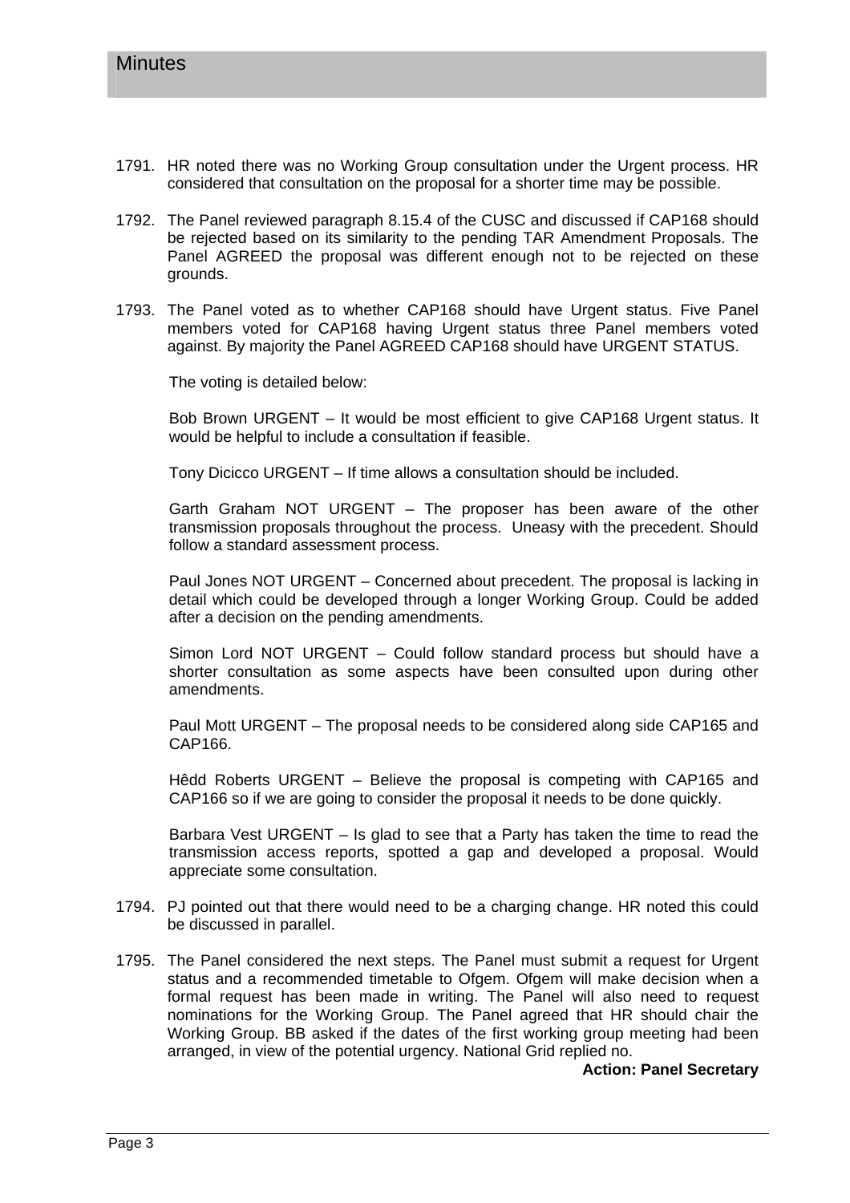1791. HR noted there was no Working Group consultation under the Urgent process. HR considered that consultation on the proposal for a shorter time may be possible.

1792. The Panel reviewed paragraph 8.15.4 of the CUSC and discussed if CAP168 should be rejected based on its similarity to the pending TAR Amendment Proposals. The Panel AGREED the proposal was different enough not to be rejected on these grounds.

1793. The Panel voted as to whether CAP168 should have Urgent status. Five Panel members voted for CAP168 having Urgent status three Panel members voted against. By majority the Panel AGREED CAP168 should have URGENT STATUS.

The voting is detailed below:

Bob Brown URGENT – It would be most efficient to give CAP168 Urgent status. It would be helpful to include a consultation if feasible.

Tony Dicicco URGENT – If time allows a consultation should be included.

Garth Graham NOT URGENT – The proposer has been aware of the other transmission proposals throughout the process. Uneasy with the precedent. Should follow a standard assessment process.

Paul Jones NOT URGENT – Concerned about precedent. The proposal is lacking in detail which could be developed through a longer Working Group. Could be added after a decision on the pending amendments.

Simon Lord NOT URGENT – Could follow standard process but should have a shorter consultation as some aspects have been consulted upon during other amendments.

Paul Mott URGENT – The proposal needs to be considered along side CAP165 and CAP166.

Hêdd Roberts URGENT – Believe the proposal is competing with CAP165 and CAP166 so if we are going to consider the proposal it needs to be done quickly.

Barbara Vest URGENT – Is glad to see that a Party has taken the time to read the transmission access reports, spotted a gap and developed a proposal. Would appreciate some consultation.

1794. PJ pointed out that there would need to be a charging change. HR noted this could be discussed in parallel.

1795. The Panel considered the next steps. The Panel must submit a request for Urgent status and a recommended timetable to Ofgem. Ofgem will make decision when a formal request has been made in writing. The Panel will also need to request nominations for the Working Group. The Panel agreed that HR should chair the Working Group. BB asked if the dates of the first working group meeting had been arranged, in view of the potential urgency. National Grid replied no.

**Action: Panel Secretary**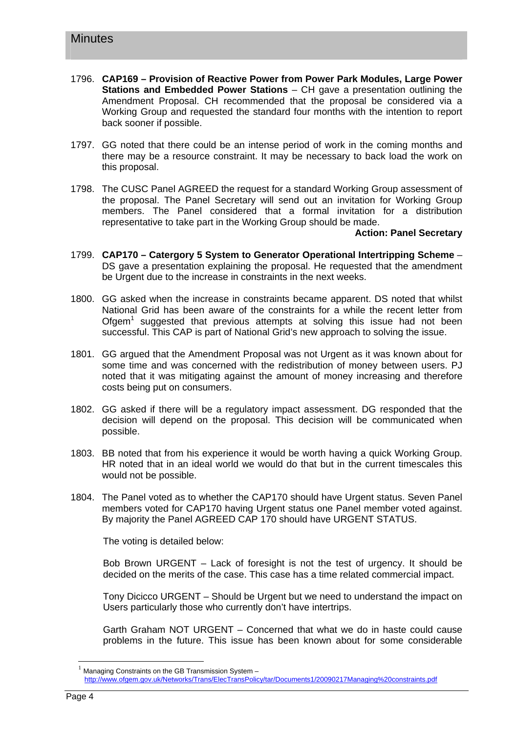1796. **CAP169 – Provision of Reactive Power from Power Park Modules, Large Power Stations and Embedded Power Stations** – CH gave a presentation outlining the Amendment Proposal. CH recommended that the proposal be considered via a Working Group and requested the standard four months with the intention to report back sooner if possible.

1797. GG noted that there could be an intense period of work in the coming months and there may be a resource constraint. It may be necessary to back load the work on this proposal.

1798. The CUSC Panel AGREED the request for a standard Working Group assessment of the proposal. The Panel Secretary will send out an invitation for Working Group members. The Panel considered that a formal invitation for a distribution representative to take part in the Working Group should be made.

**Action: Panel Secretary**

1799. **CAP170 – Catergory 5 System to Generator Operational Intertripping Scheme** – DS gave a presentation explaining the proposal. He requested that the amendment be Urgent due to the increase in constraints in the next weeks.

1800. GG asked when the increase in constraints became apparent. DS noted that whilst National Grid has been aware of the constraints for a while the recent letter from Ofgem[1] suggested that previous attempts at solving this issue had not been successful. This CAP is part of National Grid's new approach to solving the issue.

1801. GG argued that the Amendment Proposal was not Urgent as it was known about for some time and was concerned with the redistribution of money between users. PJ noted that it was mitigating against the amount of money increasing and therefore costs being put on consumers.

1802. GG asked if there will be a regulatory impact assessment. DG responded that the decision will depend on the proposal. This decision will be communicated when possible.

1803. BB noted that from his experience it would be worth having a quick Working Group. HR noted that in an ideal world we would do that but in the current timescales this would not be possible.

1804. The Panel voted as to whether the CAP170 should have Urgent status. Seven Panel members voted for CAP170 having Urgent status one Panel member voted against. By majority the Panel AGREED CAP 170 should have URGENT STATUS.

The voting is detailed below:

Bob Brown URGENT – Lack of foresight is not the test of urgency. It should be decided on the merits of the case. This case has a time related commercial impact.

Tony Dicicco URGENT – Should be Urgent but we need to understand the impact on Users particularly those who currently don't have intertrips.

Garth Graham NOT URGENT – Concerned that what we do in haste could cause problems in the future. This issue has been known about for some considerable

[1] Managing Constraints on the GB Transmission System – http://www.ofgem.gov.uk/Networks/Trans/ElecTransPolicy/tar/Documents1/20090217Managing%20constraints.pdf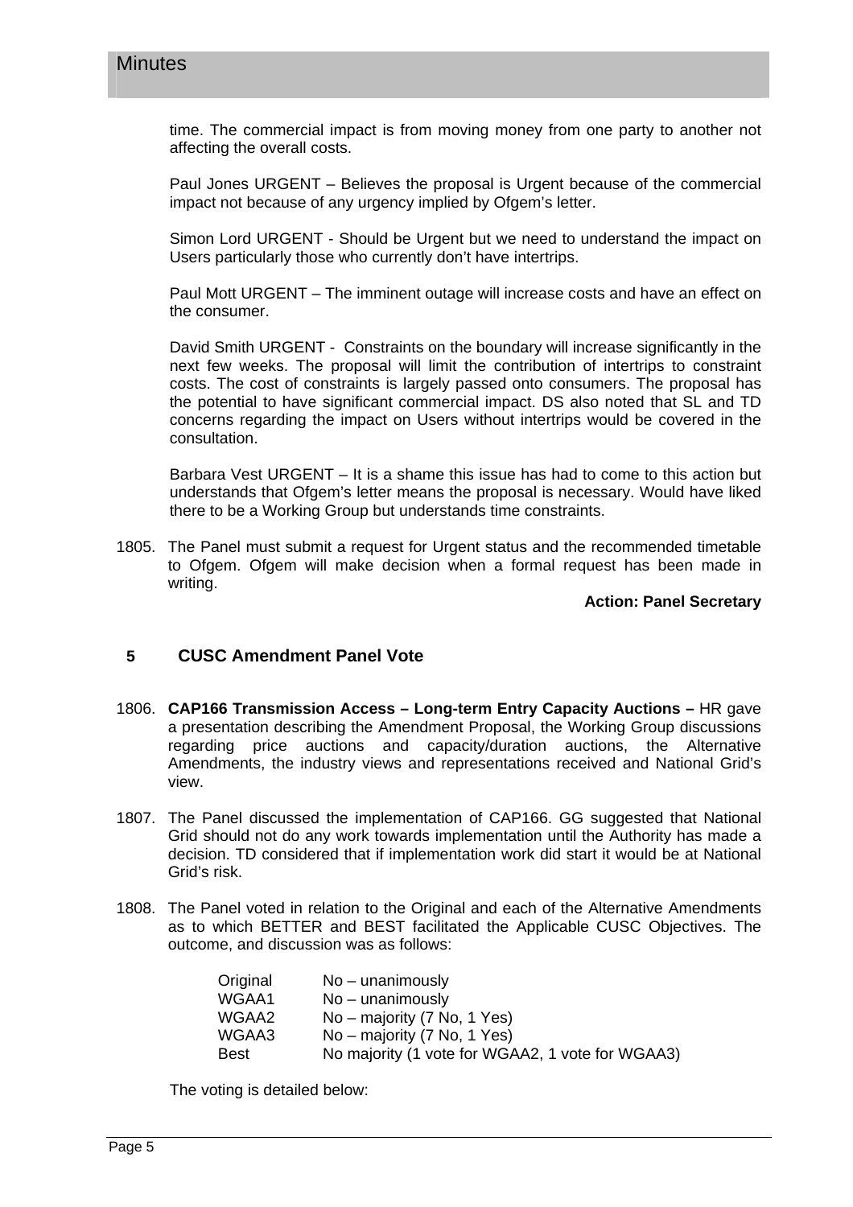time. The commercial impact is from moving money from one party to another not affecting the overall costs.

Paul Jones URGENT – Believes the proposal is Urgent because of the commercial impact not because of any urgency implied by Ofgem's letter.

Simon Lord URGENT - Should be Urgent but we need to understand the impact on Users particularly those who currently don't have intertrips.

Paul Mott URGENT – The imminent outage will increase costs and have an effect on the consumer.

David Smith URGENT - Constraints on the boundary will increase significantly in the next few weeks. The proposal will limit the contribution of intertrips to constraint costs. The cost of constraints is largely passed onto consumers. The proposal has the potential to have significant commercial impact. DS also noted that SL and TD concerns regarding the impact on Users without intertrips would be covered in the consultation.

Barbara Vest URGENT – It is a shame this issue has had to come to this action but understands that Ofgem's letter means the proposal is necessary. Would have liked there to be a Working Group but understands time constraints.

1805. The Panel must submit a request for Urgent status and the recommended timetable to Ofgem. Ofgem will make decision when a formal request has been made in writing.

**Action: Panel Secretary**

## 5 CUSC Amendment Panel Vote

1806. **CAP166 Transmission Access – Long-term Entry Capacity Auctions –** HR gave a presentation describing the Amendment Proposal, the Working Group discussions regarding price auctions and capacity/duration auctions, the Alternative Amendments, the industry views and representations received and National Grid's view.

1807. The Panel discussed the implementation of CAP166. GG suggested that National Grid should not do any work towards implementation until the Authority has made a decision. TD considered that if implementation work did start it would be at National Grid's risk.

1808. The Panel voted in relation to the Original and each of the Alternative Amendments as to which BETTER and BEST facilitated the Applicable CUSC Objectives. The outcome, and discussion was as follows:

| | |
|---|---|
| Original | No – unanimously |
| WGAA1 | No – unanimously |
| WGAA2 | No – majority (7 No, 1 Yes) |
| WGAA3 | No – majority (7 No, 1 Yes) |
| Best | No majority (1 vote for WGAA2, 1 vote for WGAA3) |

The voting is detailed below: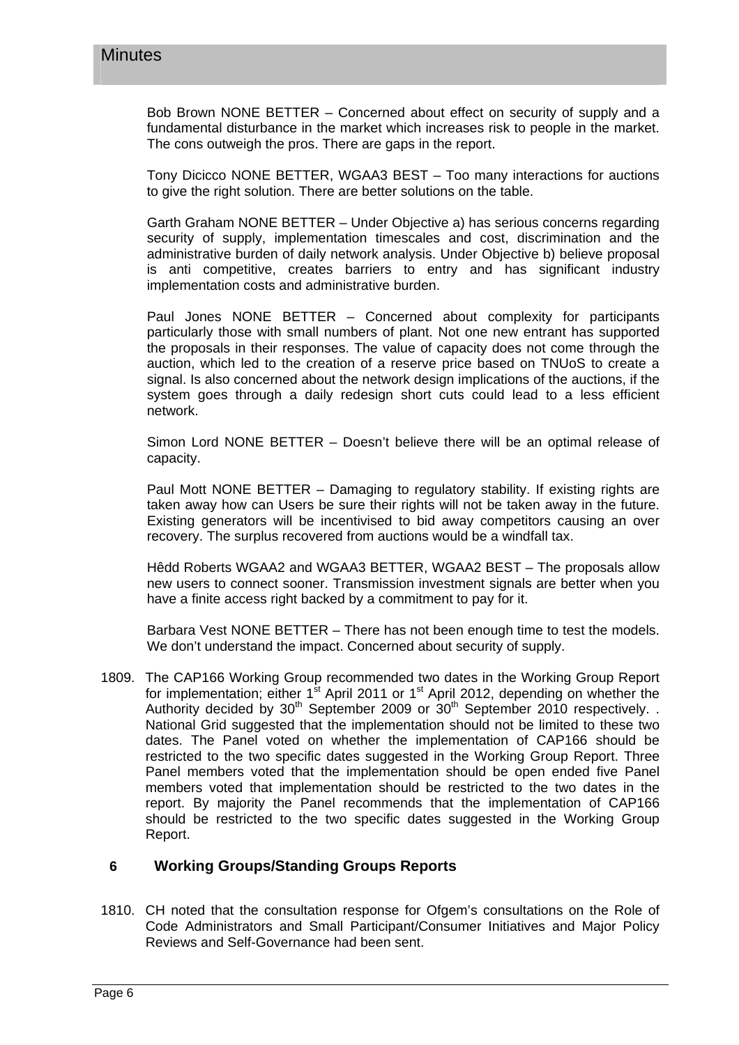Bob Brown NONE BETTER – Concerned about effect on security of supply and a fundamental disturbance in the market which increases risk to people in the market. The cons outweigh the pros. There are gaps in the report.

Tony Dicicco NONE BETTER, WGAA3 BEST – Too many interactions for auctions to give the right solution. There are better solutions on the table.

Garth Graham NONE BETTER – Under Objective a) has serious concerns regarding security of supply, implementation timescales and cost, discrimination and the administrative burden of daily network analysis. Under Objective b) believe proposal is anti competitive, creates barriers to entry and has significant industry implementation costs and administrative burden.

Paul Jones NONE BETTER – Concerned about complexity for participants particularly those with small numbers of plant. Not one new entrant has supported the proposals in their responses. The value of capacity does not come through the auction, which led to the creation of a reserve price based on TNUoS to create a signal. Is also concerned about the network design implications of the auctions, if the system goes through a daily redesign short cuts could lead to a less efficient network.

Simon Lord NONE BETTER – Doesn't believe there will be an optimal release of capacity.

Paul Mott NONE BETTER – Damaging to regulatory stability. If existing rights are taken away how can Users be sure their rights will not be taken away in the future. Existing generators will be incentivised to bid away competitors causing an over recovery. The surplus recovered from auctions would be a windfall tax.

Hêdd Roberts WGAA2 and WGAA3 BETTER, WGAA2 BEST – The proposals allow new users to connect sooner. Transmission investment signals are better when you have a finite access right backed by a commitment to pay for it.

Barbara Vest NONE BETTER – There has not been enough time to test the models. We don't understand the impact. Concerned about security of supply.

1809. The CAP166 Working Group recommended two dates in the Working Group Report for implementation; either 1st April 2011 or 1st April 2012, depending on whether the Authority decided by 30th September 2009 or 30th September 2010 respectively. . National Grid suggested that the implementation should not be limited to these two dates. The Panel voted on whether the implementation of CAP166 should be restricted to the two specific dates suggested in the Working Group Report. Three Panel members voted that the implementation should be open ended five Panel members voted that implementation should be restricted to the two dates in the report. By majority the Panel recommends that the implementation of CAP166 should be restricted to the two specific dates suggested in the Working Group Report.

## 6 Working Groups/Standing Groups Reports

1810. CH noted that the consultation response for Ofgem's consultations on the Role of Code Administrators and Small Participant/Consumer Initiatives and Major Policy Reviews and Self-Governance had been sent.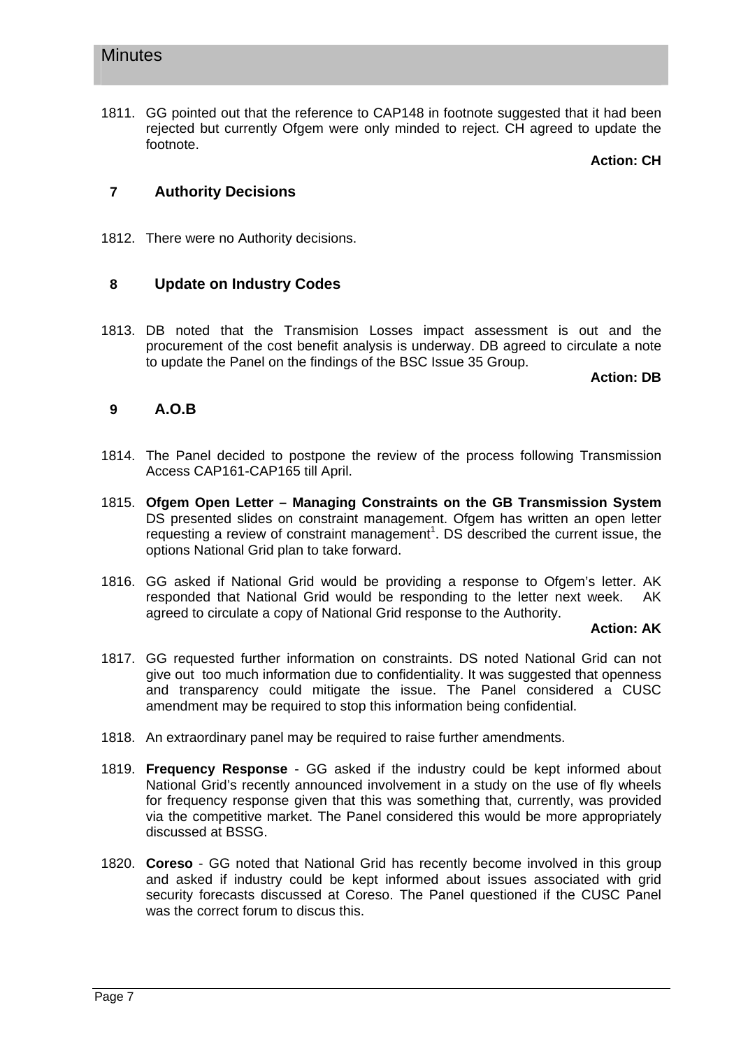1811. GG pointed out that the reference to CAP148 in footnote suggested that it had been rejected but currently Ofgem were only minded to reject. CH agreed to update the footnote.

**Action: CH**

## 7 Authority Decisions

1812. There were no Authority decisions.

## 8 Update on Industry Codes

1813. DB noted that the Transmision Losses impact assessment is out and the procurement of the cost benefit analysis is underway. DB agreed to circulate a note to update the Panel on the findings of the BSC Issue 35 Group.

**Action: DB**

## 9 A.O.B

1814. The Panel decided to postpone the review of the process following Transmission Access CAP161-CAP165 till April.

1815. **Ofgem Open Letter – Managing Constraints on the GB Transmission System** DS presented slides on constraint management. Ofgem has written an open letter requesting a review of constraint management[1]. DS described the current issue, the options National Grid plan to take forward.

1816. GG asked if National Grid would be providing a response to Ofgem's letter. AK responded that National Grid would be responding to the letter next week. AK agreed to circulate a copy of National Grid response to the Authority.

**Action: AK**

1817. GG requested further information on constraints. DS noted National Grid can not give out too much information due to confidentiality. It was suggested that openness and transparency could mitigate the issue. The Panel considered a CUSC amendment may be required to stop this information being confidential.

1818. An extraordinary panel may be required to raise further amendments.

1819. **Frequency Response** - GG asked if the industry could be kept informed about National Grid's recently announced involvement in a study on the use of fly wheels for frequency response given that this was something that, currently, was provided via the competitive market. The Panel considered this would be more appropriately discussed at BSSG.

1820. **Coreso** - GG noted that National Grid has recently become involved in this group and asked if industry could be kept informed about issues associated with grid security forecasts discussed at Coreso. The Panel questioned if the CUSC Panel was the correct forum to discus this.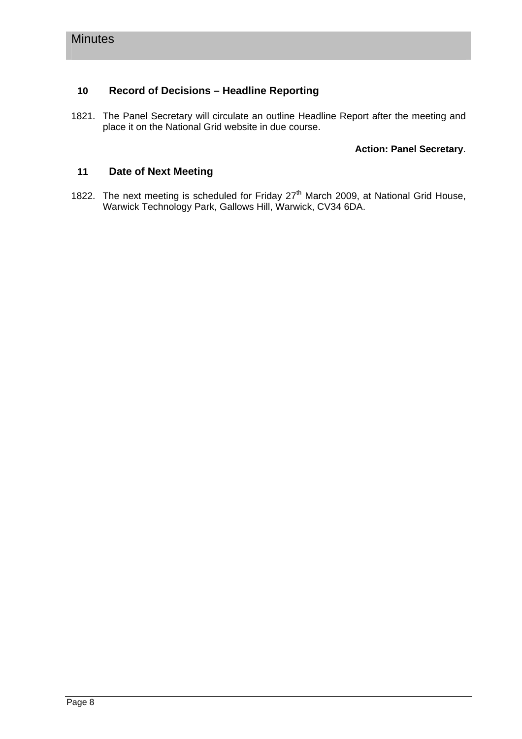## 10 Record of Decisions – Headline Reporting

1821. The Panel Secretary will circulate an outline Headline Report after the meeting and place it on the National Grid website in due course.

**Action: Panel Secretary**.

## 11 Date of Next Meeting

1822. The next meeting is scheduled for Friday 27th March 2009, at National Grid House, Warwick Technology Park, Gallows Hill, Warwick, CV34 6DA.